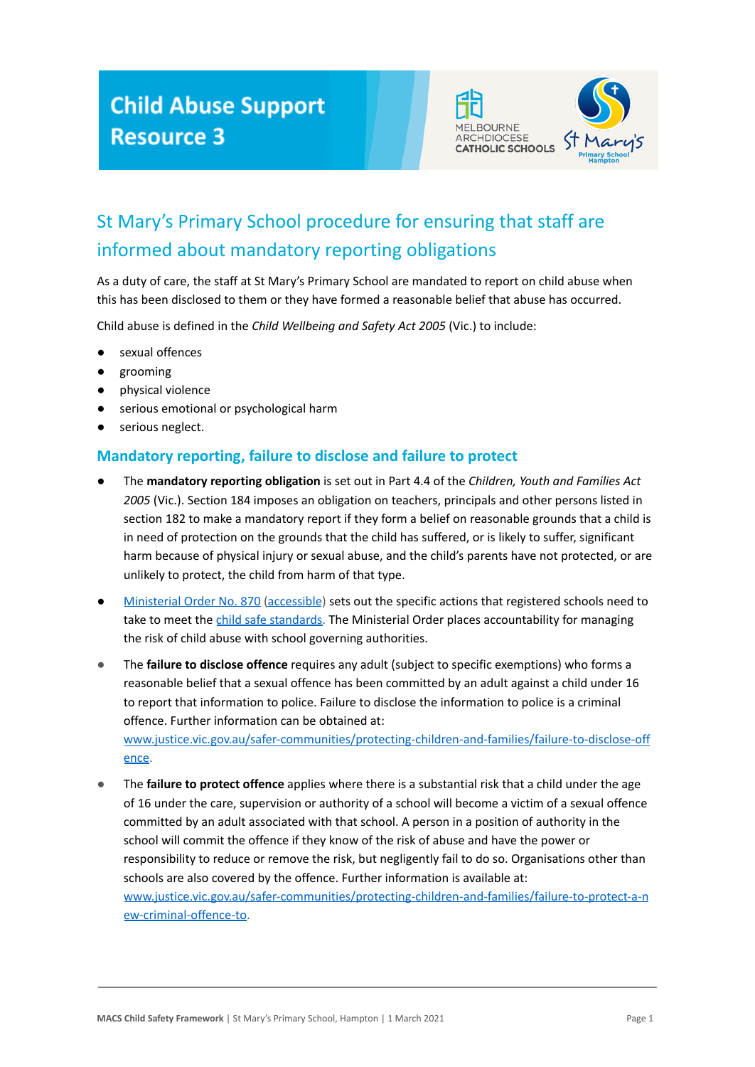# Child Abuse Support Resource 3

## St Mary's Primary School procedure for ensuring that staff are informed about mandatory reporting obligations

As a duty of care, the staff at St Mary's Primary School are mandated to report on child abuse when this has been disclosed to them or they have formed a reasonable belief that abuse has occurred.

Child abuse is defined in the *Child Wellbeing and Safety Act 2005* (Vic.) to include:

- sexual offences
- grooming
- physical violence
- serious emotional or psychological harm
- serious neglect.

### Mandatory reporting, failure to disclose and failure to protect

- The **mandatory reporting obligation** is set out in Part 4.4 of the *Children, Youth and Families Act 2005* (Vic.). Section 184 imposes an obligation on teachers, principals and other persons listed in section 182 to make a mandatory report if they form a belief on reasonable grounds that a child is in need of protection on the grounds that the child has suffered, or is likely to suffer, significant harm because of physical injury or sexual abuse, and the child's parents have not protected, or are unlikely to protect, the child from harm of that type.
- Ministerial Order No. 870 (accessible) sets out the specific actions that registered schools need to take to meet the child safe standards. The Ministerial Order places accountability for managing the risk of child abuse with school governing authorities.
- The **failure to disclose offence** requires any adult (subject to specific exemptions) who forms a reasonable belief that a sexual offence has been committed by an adult against a child under 16 to report that information to police. Failure to disclose the information to police is a criminal offence. Further information can be obtained at: www.justice.vic.gov.au/safer-communities/protecting-children-and-families/failure-to-disclose-offence.
- The **failure to protect offence** applies where there is a substantial risk that a child under the age of 16 under the care, supervision or authority of a school will become a victim of a sexual offence committed by an adult associated with that school. A person in a position of authority in the school will commit the offence if they know of the risk of abuse and have the power or responsibility to reduce or remove the risk, but negligently fail to do so. Organisations other than schools are also covered by the offence. Further information is available at: www.justice.vic.gov.au/safer-communities/protecting-children-and-families/failure-to-protect-a-new-criminal-offence-to.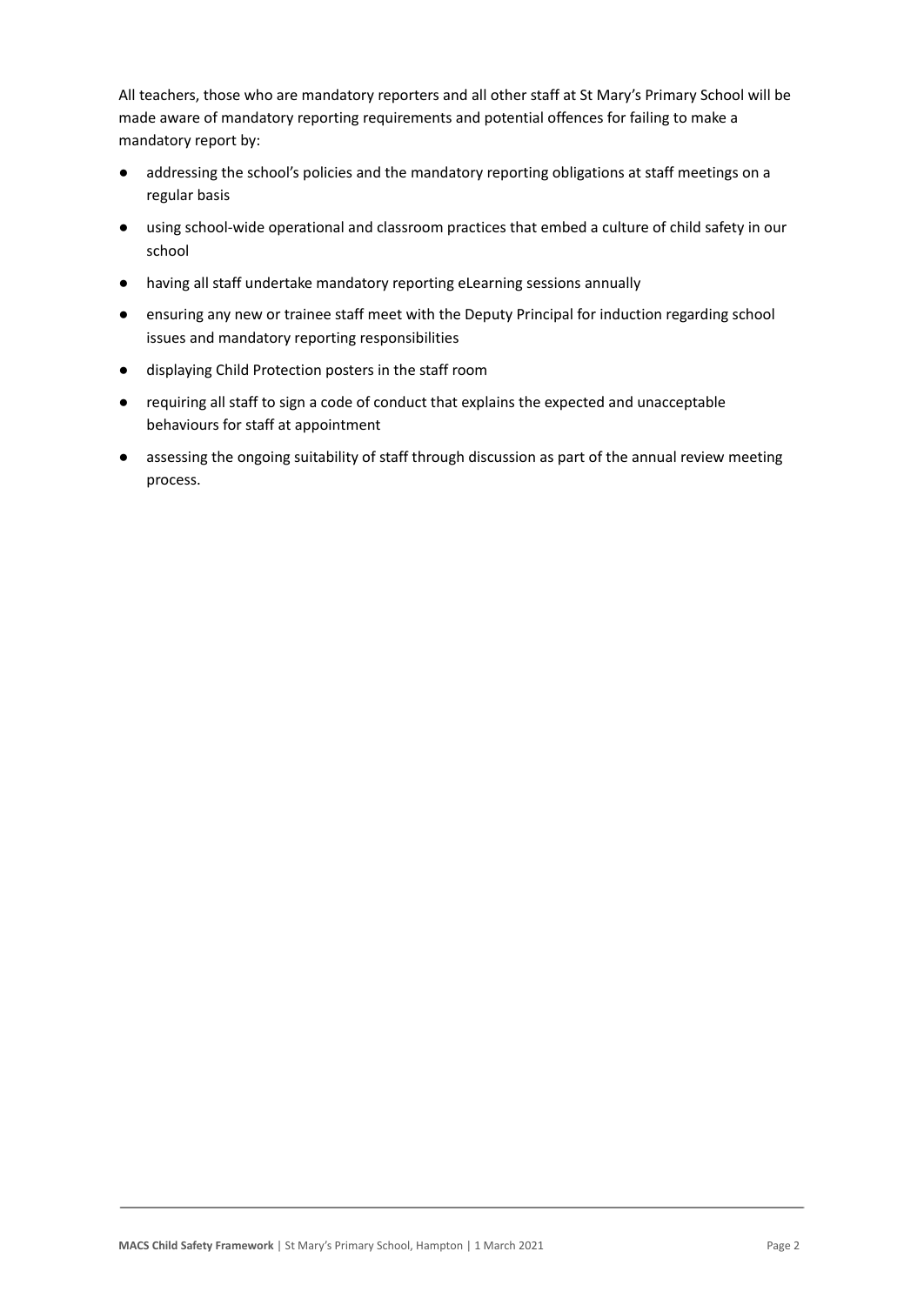All teachers, those who are mandatory reporters and all other staff at St Mary's Primary School will be made aware of mandatory reporting requirements and potential offences for failing to make a mandatory report by:

- addressing the school's policies and the mandatory reporting obligations at staff meetings on a regular basis
- using school-wide operational and classroom practices that embed a culture of child safety in our school
- having all staff undertake mandatory reporting eLearning sessions annually
- ensuring any new or trainee staff meet with the Deputy Principal for induction regarding school issues and mandatory reporting responsibilities
- displaying Child Protection posters in the staff room
- requiring all staff to sign a code of conduct that explains the expected and unacceptable behaviours for staff at appointment
- assessing the ongoing suitability of staff through discussion as part of the annual review meeting process.